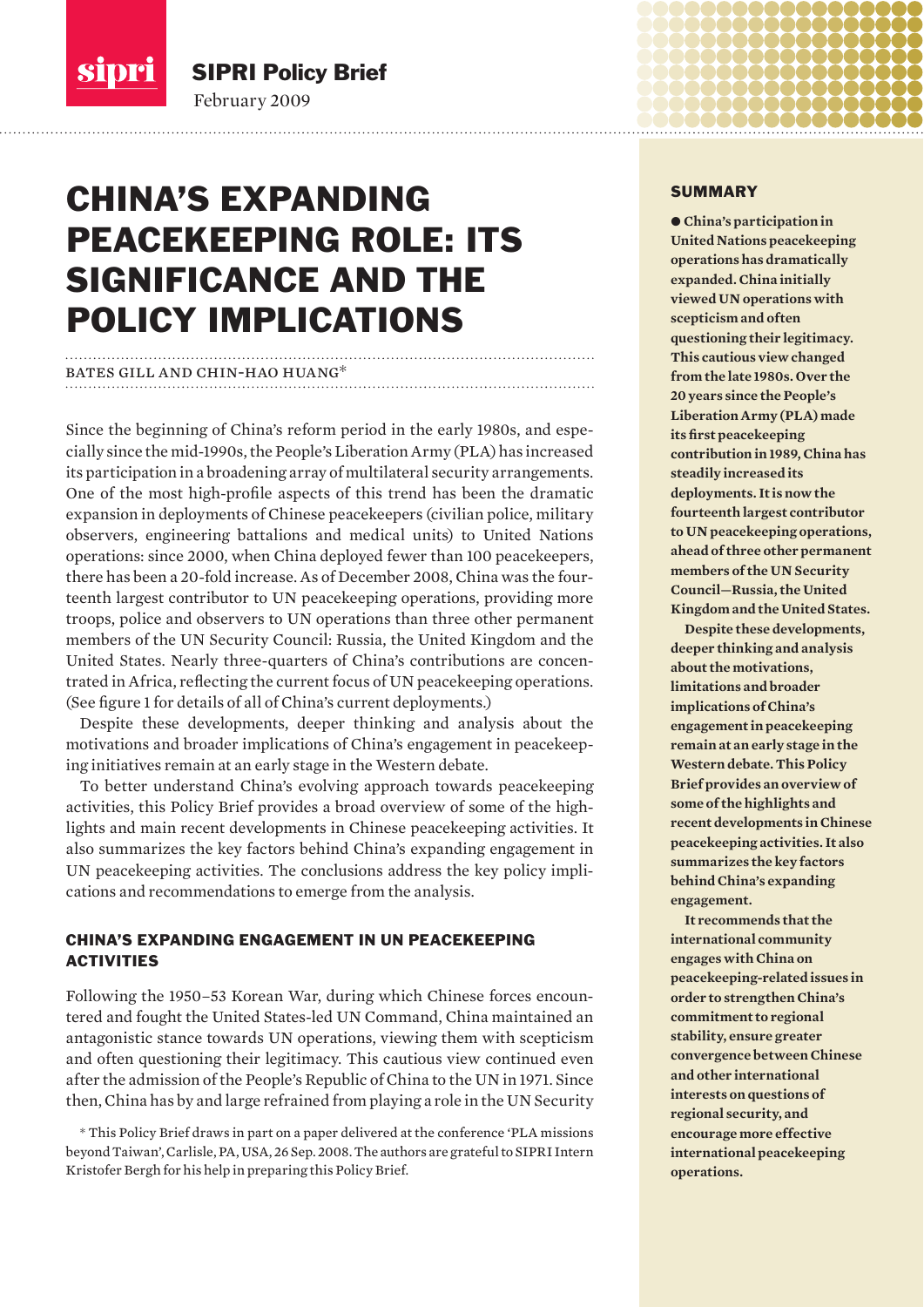SIPRI Policy Brief

February 2009

# CHINA'S EXPANDING PEACEKEEPING ROLE: ITS SIGNIFICANCE AND THE POLICY IMPLICATIONS

BATES GILL AND CHIN-HAO HUANG*

Since the beginning of China's reform period in the early 1980s, and especially since the mid-1990s, the People's Liberation Army (PLA) has increased its participation in a broadening array of multilateral security arrangements. One of the most high-profile aspects of this trend has been the dramatic expansion in deployments of Chinese peacekeepers (civilian police, military observers, engineering battalions and medical units) to United Nations operations: since 2000, when China deployed fewer than 100 peacekeepers, there has been a 20-fold increase. As of December 2008, China was the fourteenth largest contributor to UN peacekeeping operations, providing more troops, police and observers to UN operations than three other permanent members of the UN Security Council: Russia, the United Kingdom and the United States. Nearly three-quarters of China's contributions are concentrated in Africa, reflecting the current focus of UN peacekeeping operations. (See figure 1 for details of all of China's current deployments.)

Despite these developments, deeper thinking and analysis about the motivations and broader implications of China's engagement in peacekeeping initiatives remain at an early stage in the Western debate.

To better understand China's evolving approach towards peacekeeping activities, this Policy Brief provides a broad overview of some of the highlights and main recent developments in Chinese peacekeeping activities. It also summarizes the key factors behind China's expanding engagement in UN peacekeeping activities. The conclusions address the key policy implications and recommendations to emerge from the analysis.

## CHINA'S EXPANDING ENGAGEMENT IN UN PEACEKEEPING ACTIVITIES

Following the 1950–53 Korean War, during which Chinese forces encountered and fought the United States-led UN Command, China maintained an antagonistic stance towards UN operations, viewing them with scepticism and often questioning their legitimacy. This cautious view continued even after the admission of the People's Republic of China to the UN in 1971. Since then, China has by and large refrained from playing a role in the UN Security

\* This Policy Brief draws in part on a paper delivered at the conference 'PLA missions beyond Taiwan', Carlisle, PA, USA, 26 Sep. 2008. The authors are grateful to SIPRI Intern Kristofer Bergh for his help in preparing this Policy Brief.

## SUMMARY

**● China's participation in United Nations peacekeeping operations has dramatically expanded. China initially viewed UN operations with scepticism and often questioning their legitimacy. This cautious view changed from the late 1980s. Over the 20 years since the People's Liberation Army (PLA) made its first peacekeeping contribution in 1989, China has steadily increased its deployments. It is now the fourteenth largest contributor to UN peacekeeping operations, ahead of three other permanent members of the UN Security Council—Russia, the United Kingdom and the United States.**

**Despite these developments, deeper thinking and analysis about the motivations, limitations and broader implications of China's engagement in peacekeeping remain at an early stage in the Western debate. This Policy Brief provides an overview of some of the highlights and recent developments in Chinese peacekeeping activities. It also summarizes the key factors behind China's expanding engagement.**

**It recommends that the international community engages with China on peacekeeping-related issues in order to strengthen China's commitment to regional stability, ensure greater convergence between Chinese and other international interests on questions of regional security, and encourage more effective international peacekeeping operations.**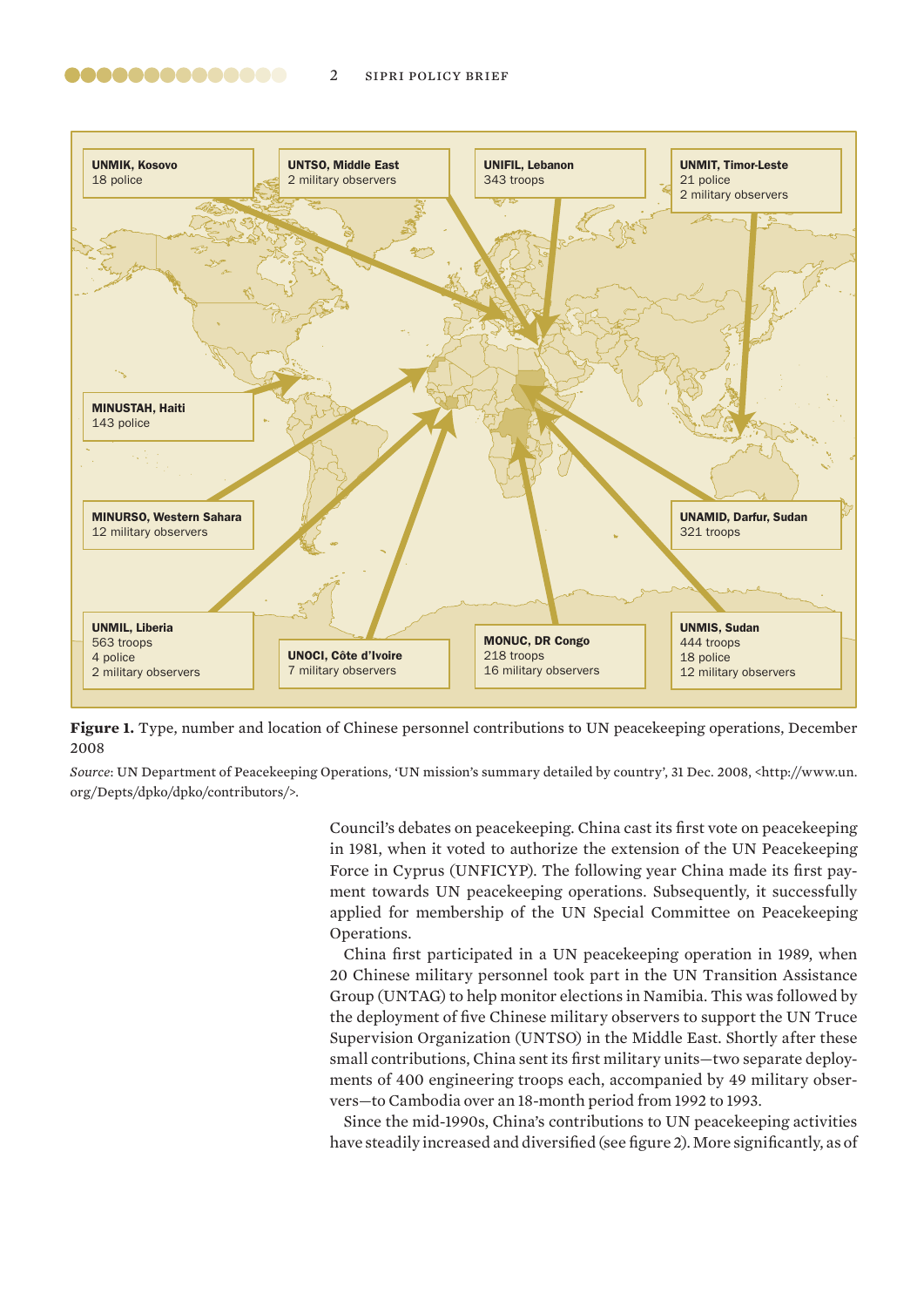UNMIK, Kosovo
18 police

UNTSO, Middle East
2 military observers

UNIFIL, Lebanon
343 troops

UNMIT, Timor-Leste
21 police
2 military observers

MINUSTAH, Haiti
143 police

MINURSO, Western Sahara
12 military observers

UNAMID, Darfur, Sudan
321 troops

UNMIL, Liberia
563 troops
4 police
2 military observers

UNOCI, Côte d'Ivoire
7 military observers

MONUC, DR Congo
218 troops
16 military observers

UNMIS, Sudan
444 troops
18 police
12 military observers

**Figure 1.** Type, number and location of Chinese personnel contributions to UN peacekeeping operations, December 2008

*Source*: UN Department of Peacekeeping Operations, 'UN mission's summary detailed by country', 31 Dec. 2008, <http://www.un.org/Depts/dpko/dpko/contributors/>.

Council's debates on peacekeeping. China cast its first vote on peacekeeping in 1981, when it voted to authorize the extension of the UN Peacekeeping Force in Cyprus (UNFICYP). The following year China made its first payment towards UN peacekeeping operations. Subsequently, it successfully applied for membership of the UN Special Committee on Peacekeeping Operations.

China first participated in a UN peacekeeping operation in 1989, when 20 Chinese military personnel took part in the UN Transition Assistance Group (UNTAG) to help monitor elections in Namibia. This was followed by the deployment of five Chinese military observers to support the UN Truce Supervision Organization (UNTSO) in the Middle East. Shortly after these small contributions, China sent its first military units—two separate deployments of 400 engineering troops each, accompanied by 49 military observers—to Cambodia over an 18-month period from 1992 to 1993.

Since the mid-1990s, China's contributions to UN peacekeeping activities have steadily increased and diversified (see figure 2). More significantly, as of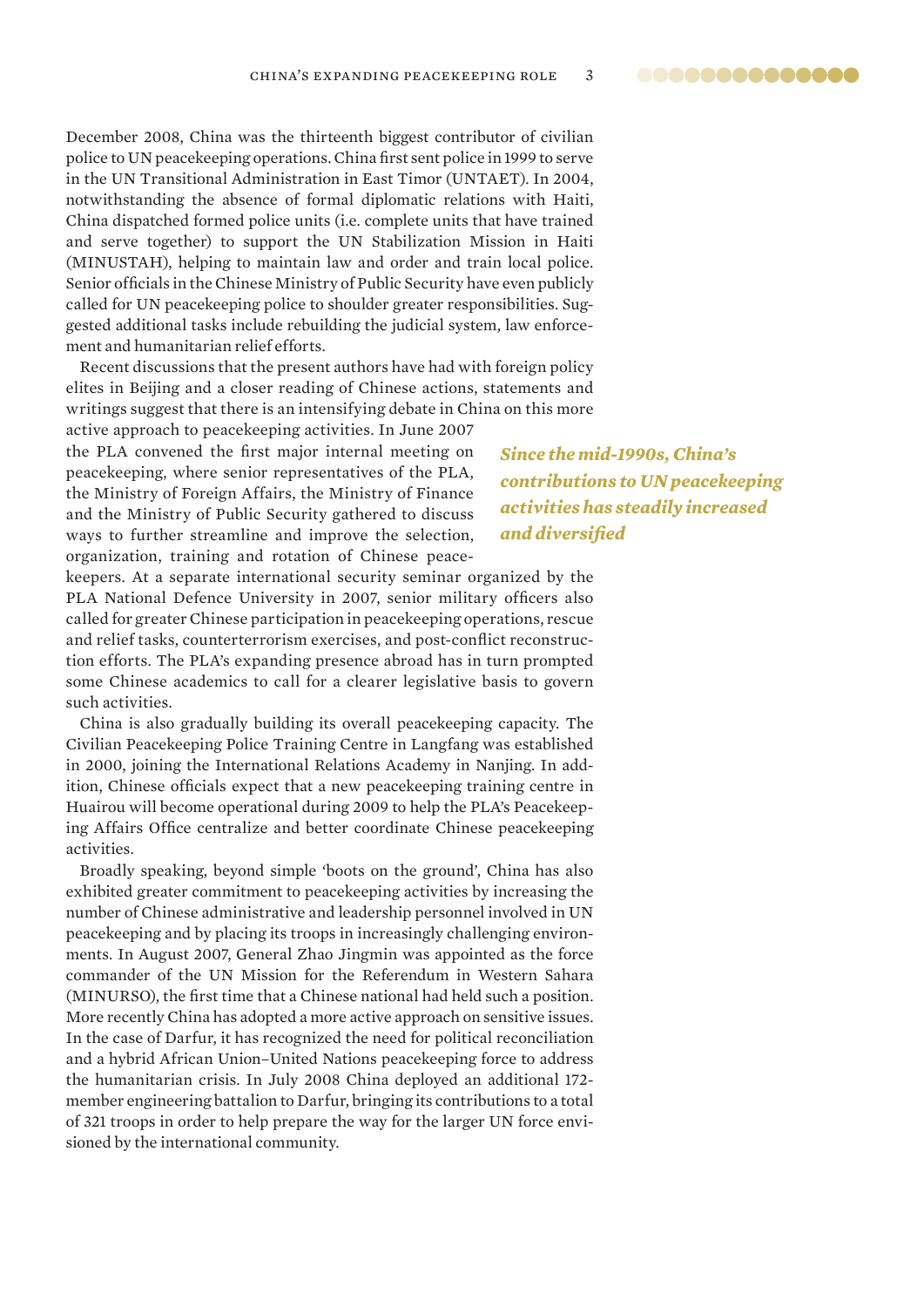December 2008, China was the thirteenth biggest contributor of civilian police to UN peacekeeping operations. China first sent police in 1999 to serve in the UN Transitional Administration in East Timor (UNTAET). In 2004, notwithstanding the absence of formal diplomatic relations with Haiti, China dispatched formed police units (i.e. complete units that have trained and serve together) to support the UN Stabilization Mission in Haiti (MINUSTAH), helping to maintain law and order and train local police. Senior officials in the Chinese Ministry of Public Security have even publicly called for UN peacekeeping police to shoulder greater responsibilities. Suggested additional tasks include rebuilding the judicial system, law enforcement and humanitarian relief efforts.

Recent discussions that the present authors have had with foreign policy elites in Beijing and a closer reading of Chinese actions, statements and writings suggest that there is an intensifying debate in China on this more active approach to peacekeeping activities. In June 2007 the PLA convened the first major internal meeting on peacekeeping, where senior representatives of the PLA, the Ministry of Foreign Affairs, the Ministry of Finance and the Ministry of Public Security gathered to discuss ways to further streamline and improve the selection, organization, training and rotation of Chinese peacekeepers. At a separate international security seminar organized by the PLA National Defence University in 2007, senior military officers also called for greater Chinese participation in peacekeeping operations, rescue and relief tasks, counterterrorism exercises, and post-conflict reconstruction efforts. The PLA's expanding presence abroad has in turn prompted some Chinese academics to call for a clearer legislative basis to govern such activities.

> ***Since the mid-1990s, China's contributions to UN peacekeeping activities has steadily increased and diversified***

China is also gradually building its overall peacekeeping capacity. The Civilian Peacekeeping Police Training Centre in Langfang was established in 2000, joining the International Relations Academy in Nanjing. In addition, Chinese officials expect that a new peacekeeping training centre in Huairou will become operational during 2009 to help the PLA's Peacekeeping Affairs Office centralize and better coordinate Chinese peacekeeping activities.

Broadly speaking, beyond simple 'boots on the ground', China has also exhibited greater commitment to peacekeeping activities by increasing the number of Chinese administrative and leadership personnel involved in UN peacekeeping and by placing its troops in increasingly challenging environments. In August 2007, General Zhao Jingmin was appointed as the force commander of the UN Mission for the Referendum in Western Sahara (MINURSO), the first time that a Chinese national had held such a position. More recently China has adopted a more active approach on sensitive issues. In the case of Darfur, it has recognized the need for political reconciliation and a hybrid African Union–United Nations peacekeeping force to address the humanitarian crisis. In July 2008 China deployed an additional 172-member engineering battalion to Darfur, bringing its contributions to a total of 321 troops in order to help prepare the way for the larger UN force envisioned by the international community.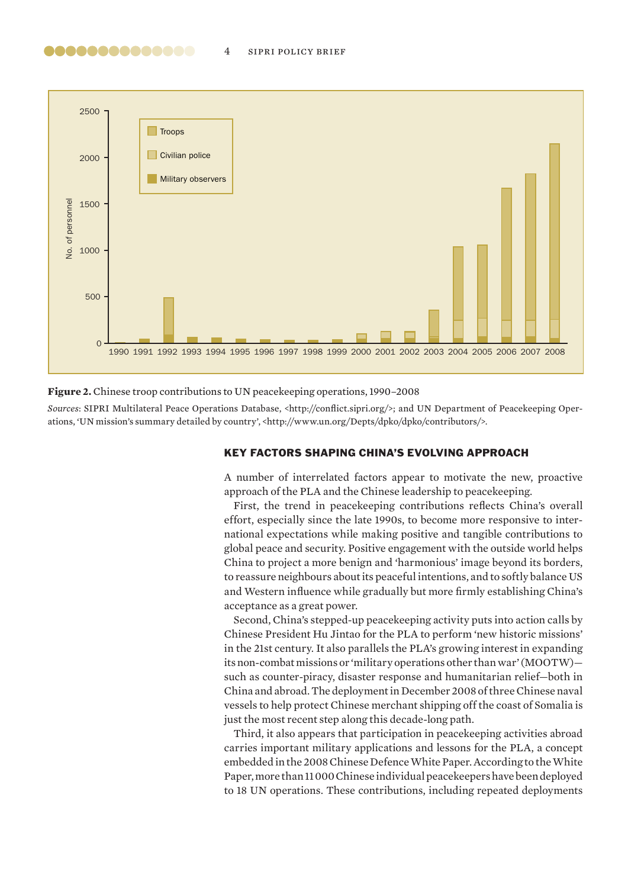**Figure 2.** Chinese troop contributions to UN peacekeeping operations, 1990–2008

*Sources*: SIPRI Multilateral Peace Operations Database, <http://conflict.sipri.org/>; and UN Department of Peacekeeping Operations, 'UN mission's summary detailed by country', <http://www.un.org/Depts/dpko/dpko/contributors/>.

## KEY FACTORS SHAPING CHINA'S EVOLVING APPROACH

A number of interrelated factors appear to motivate the new, proactive approach of the PLA and the Chinese leadership to peacekeeping.

First, the trend in peacekeeping contributions reflects China's overall effort, especially since the late 1990s, to become more responsive to international expectations while making positive and tangible contributions to global peace and security. Positive engagement with the outside world helps China to project a more benign and 'harmonious' image beyond its borders, to reassure neighbours about its peaceful intentions, and to softly balance US and Western influence while gradually but more firmly establishing China's acceptance as a great power.

Second, China's stepped-up peacekeeping activity puts into action calls by Chinese President Hu Jintao for the PLA to perform 'new historic missions' in the 21st century. It also parallels the PLA's growing interest in expanding its non-combat missions or 'military operations other than war' (MOOTW)—such as counter-piracy, disaster response and humanitarian relief—both in China and abroad. The deployment in December 2008 of three Chinese naval vessels to help protect Chinese merchant shipping off the coast of Somalia is just the most recent step along this decade-long path.

Third, it also appears that participation in peacekeeping activities abroad carries important military applications and lessons for the PLA, a concept embedded in the 2008 Chinese Defence White Paper. According to the White Paper, more than 11 000 Chinese individual peacekeepers have been deployed to 18 UN operations. These contributions, including repeated deployments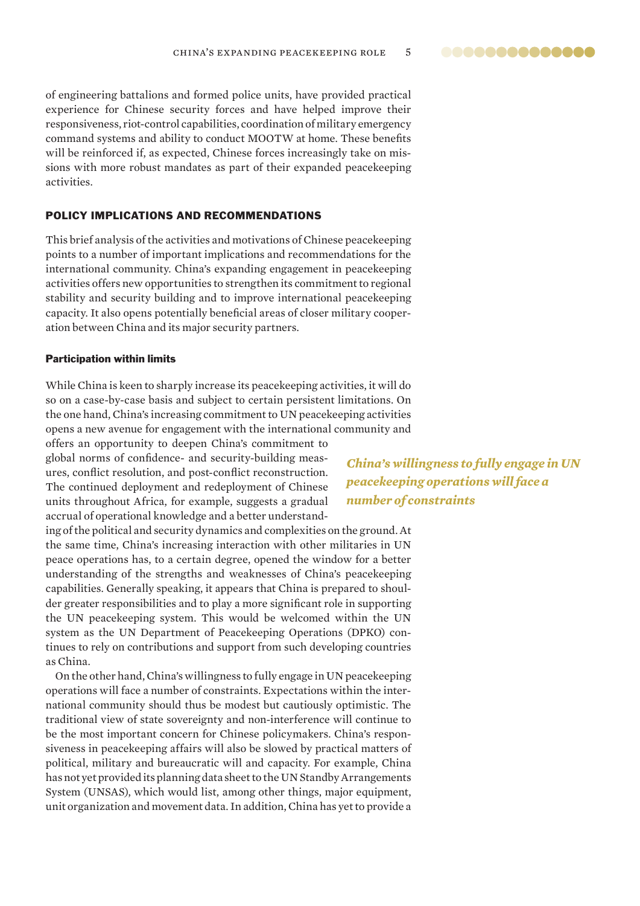of engineering battalions and formed police units, have provided practical experience for Chinese security forces and have helped improve their responsiveness, riot-control capabilities, coordination of military emergency command systems and ability to conduct MOOTW at home. These benefits will be reinforced if, as expected, Chinese forces increasingly take on missions with more robust mandates as part of their expanded peacekeeping activities.

## POLICY IMPLICATIONS AND RECOMMENDATIONS

This brief analysis of the activities and motivations of Chinese peacekeeping points to a number of important implications and recommendations for the international community. China's expanding engagement in peacekeeping activities offers new opportunities to strengthen its commitment to regional stability and security building and to improve international peacekeeping capacity. It also opens potentially beneficial areas of closer military cooperation between China and its major security partners.

### Participation within limits

While China is keen to sharply increase its peacekeeping activities, it will do so on a case-by-case basis and subject to certain persistent limitations. On the one hand, China's increasing commitment to UN peacekeeping activities opens a new avenue for engagement with the international community and offers an opportunity to deepen China's commitment to global norms of confidence- and security-building measures, conflict resolution, and post-conflict reconstruction. The continued deployment and redeployment of Chinese units throughout Africa, for example, suggests a gradual accrual of operational knowledge and a better understanding of the political and security dynamics and complexities on the ground. At the same time, China's increasing interaction with other militaries in UN peace operations has, to a certain degree, opened the window for a better understanding of the strengths and weaknesses of China's peacekeeping capabilities. Generally speaking, it appears that China is prepared to shoulder greater responsibilities and to play a more significant role in supporting the UN peacekeeping system. This would be welcomed within the UN system as the UN Department of Peacekeeping Operations (DPKO) continues to rely on contributions and support from such developing countries as China.

*China's willingness to fully engage in UN peacekeeping operations will face a number of constraints*

On the other hand, China's willingness to fully engage in UN peacekeeping operations will face a number of constraints. Expectations within the international community should thus be modest but cautiously optimistic. The traditional view of state sovereignty and non-interference will continue to be the most important concern for Chinese policymakers. China's responsiveness in peacekeeping affairs will also be slowed by practical matters of political, military and bureaucratic will and capacity. For example, China has not yet provided its planning data sheet to the UN Standby Arrangements System (UNSAS), which would list, among other things, major equipment, unit organization and movement data. In addition, China has yet to provide a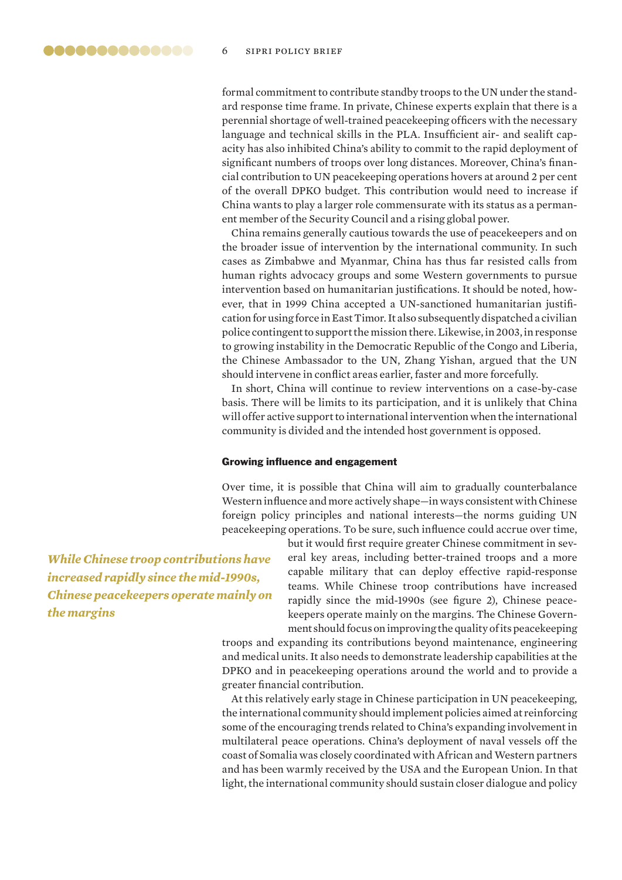formal commitment to contribute standby troops to the UN under the standard response time frame. In private, Chinese experts explain that there is a perennial shortage of well-trained peacekeeping officers with the necessary language and technical skills in the PLA. Insufficient air- and sealift capacity has also inhibited China's ability to commit to the rapid deployment of significant numbers of troops over long distances. Moreover, China's financial contribution to UN peacekeeping operations hovers at around 2 per cent of the overall DPKO budget. This contribution would need to increase if China wants to play a larger role commensurate with its status as a permanent member of the Security Council and a rising global power.

China remains generally cautious towards the use of peacekeepers and on the broader issue of intervention by the international community. In such cases as Zimbabwe and Myanmar, China has thus far resisted calls from human rights advocacy groups and some Western governments to pursue intervention based on humanitarian justifications. It should be noted, however, that in 1999 China accepted a UN-sanctioned humanitarian justification for using force in East Timor. It also subsequently dispatched a civilian police contingent to support the mission there. Likewise, in 2003, in response to growing instability in the Democratic Republic of the Congo and Liberia, the Chinese Ambassador to the UN, Zhang Yishan, argued that the UN should intervene in conflict areas earlier, faster and more forcefully.

In short, China will continue to review interventions on a case-by-case basis. There will be limits to its participation, and it is unlikely that China will offer active support to international intervention when the international community is divided and the intended host government is opposed.

### Growing influence and engagement

Over time, it is possible that China will aim to gradually counterbalance Western influence and more actively shape—in ways consistent with Chinese foreign policy principles and national interests—the norms guiding UN peacekeeping operations. To be sure, such influence could accrue over time, but it would first require greater Chinese commitment in several key areas, including better-trained troops and a more capable military that can deploy effective rapid-response teams. While Chinese troop contributions have increased rapidly since the mid-1990s (see figure 2), Chinese peacekeepers operate mainly on the margins. The Chinese Government should focus on improving the quality of its peacekeeping troops and expanding its contributions beyond maintenance, engineering and medical units. It also needs to demonstrate leadership capabilities at the DPKO and in peacekeeping operations around the world and to provide a greater financial contribution.

*While Chinese troop contributions have increased rapidly since the mid-1990s, Chinese peacekeepers operate mainly on the margins*

At this relatively early stage in Chinese participation in UN peacekeeping, the international community should implement policies aimed at reinforcing some of the encouraging trends related to China's expanding involvement in multilateral peace operations. China's deployment of naval vessels off the coast of Somalia was closely coordinated with African and Western partners and has been warmly received by the USA and the European Union. In that light, the international community should sustain closer dialogue and policy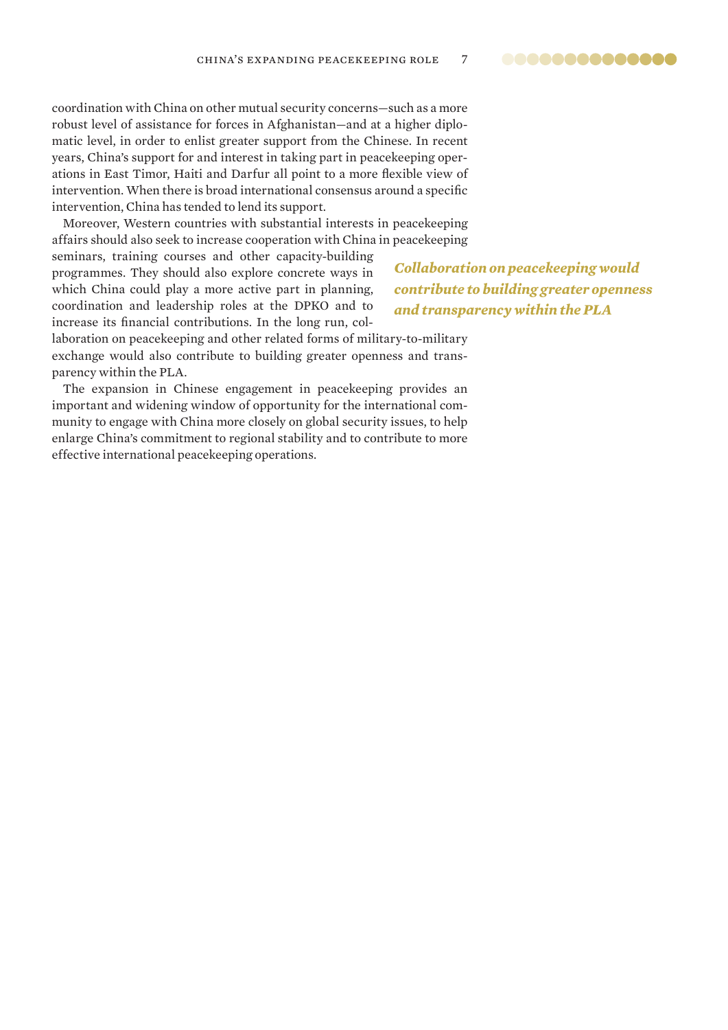coordination with China on other mutual security concerns—such as a more robust level of assistance for forces in Afghanistan—and at a higher diplomatic level, in order to enlist greater support from the Chinese. In recent years, China's support for and interest in taking part in peacekeeping operations in East Timor, Haiti and Darfur all point to a more flexible view of intervention. When there is broad international consensus around a specific intervention, China has tended to lend its support.

Moreover, Western countries with substantial interests in peacekeeping affairs should also seek to increase cooperation with China in peacekeeping seminars, training courses and other capacity-building programmes. They should also explore concrete ways in which China could play a more active part in planning, coordination and leadership roles at the DPKO and to increase its financial contributions. In the long run, collaboration on peacekeeping and other related forms of military-to-military exchange would also contribute to building greater openness and transparency within the PLA.

***Collaboration on peacekeeping would contribute to building greater openness and transparency within the PLA***

The expansion in Chinese engagement in peacekeeping provides an important and widening window of opportunity for the international community to engage with China more closely on global security issues, to help enlarge China's commitment to regional stability and to contribute to more effective international peacekeeping operations.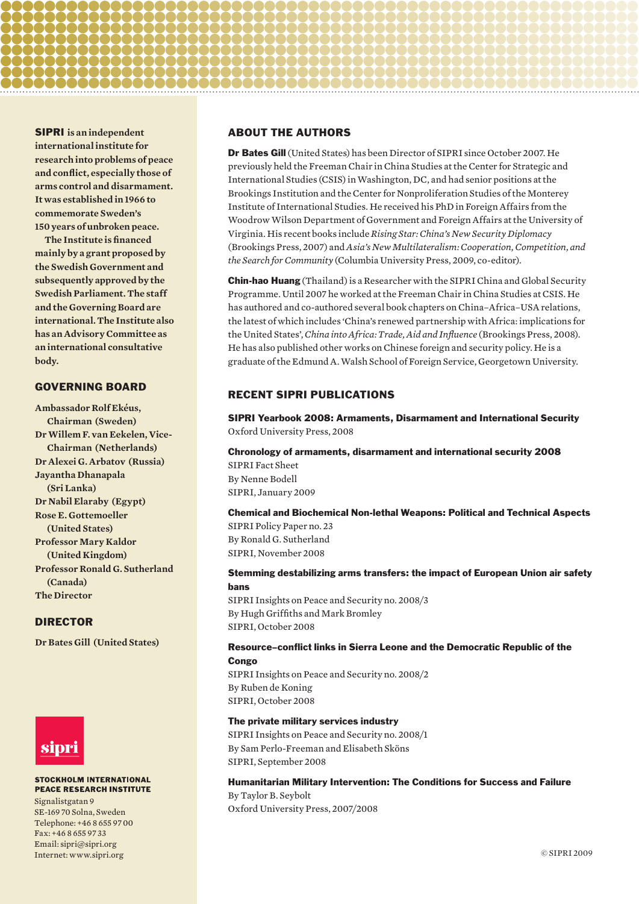**SIPRI is an independent international institute for research into problems of peace and conflict, especially those of arms control and disarmament. It was established in 1966 to commemorate Sweden's 150 years of unbroken peace.**

**The Institute is financed mainly by a grant proposed by the Swedish Government and subsequently approved by the Swedish Parliament. The staff and the Governing Board are international. The Institute also has an Advisory Committee as an international consultative body.**

## GOVERNING BOARD

**Ambassador Rolf Ekéus, Chairman (Sweden)**
**Dr Willem F. van Eekelen, Vice-Chairman (Netherlands)**
**Dr Alexei G. Arbatov (Russia)**
**Jayantha Dhanapala (Sri Lanka)**
**Dr Nabil Elaraby (Egypt)**
**Rose E. Gottemoeller (United States)**
**Professor Mary Kaldor (United Kingdom)**
**Professor Ronald G. Sutherland (Canada)**
**The Director**

## DIRECTOR

**Dr Bates Gill (United States)**

sipri

**STOCKHOLM INTERNATIONAL PEACE RESEARCH INSTITUTE**
Signalistgatan 9
SE-169 70 Solna, Sweden
Telephone: +46 8 655 97 00
Fax: +46 8 655 97 33
Email: sipri@sipri.org
Internet: www.sipri.org

## ABOUT THE AUTHORS

**Dr Bates Gill** (United States) has been Director of SIPRI since October 2007. He previously held the Freeman Chair in China Studies at the Center for Strategic and International Studies (CSIS) in Washington, DC, and had senior positions at the Brookings Institution and the Center for Nonproliferation Studies of the Monterey Institute of International Studies. He received his PhD in Foreign Affairs from the Woodrow Wilson Department of Government and Foreign Affairs at the University of Virginia. His recent books include *Rising Star: China's New Security Diplomacy* (Brookings Press, 2007) and *Asia's New Multilateralism: Cooperation, Competition, and the Search for Community* (Columbia University Press, 2009, co-editor).

**Chin-hao Huang** (Thailand) is a Researcher with the SIPRI China and Global Security Programme. Until 2007 he worked at the Freeman Chair in China Studies at CSIS. He has authored and co-authored several book chapters on China–Africa–USA relations, the latest of which includes 'China's renewed partnership with Africa: implications for the United States', *China into Africa: Trade, Aid and Influence* (Brookings Press, 2008). He has also published other works on Chinese foreign and security policy. He is a graduate of the Edmund A. Walsh School of Foreign Service, Georgetown University.

## RECENT SIPRI PUBLICATIONS

**SIPRI Yearbook 2008: Armaments, Disarmament and International Security**
Oxford University Press, 2008

**Chronology of armaments, disarmament and international security 2008**
SIPRI Fact Sheet
By Nenne Bodell
SIPRI, January 2009

**Chemical and Biochemical Non-lethal Weapons: Political and Technical Aspects**
SIPRI Policy Paper no. 23
By Ronald G. Sutherland
SIPRI, November 2008

**Stemming destabilizing arms transfers: the impact of European Union air safety bans**
SIPRI Insights on Peace and Security no. 2008/3
By Hugh Griffiths and Mark Bromley
SIPRI, October 2008

**Resource–conflict links in Sierra Leone and the Democratic Republic of the Congo**
SIPRI Insights on Peace and Security no. 2008/2
By Ruben de Koning
SIPRI, October 2008

**The private military services industry**
SIPRI Insights on Peace and Security no. 2008/1
By Sam Perlo-Freeman and Elisabeth Sköns
SIPRI, September 2008

**Humanitarian Military Intervention: The Conditions for Success and Failure**
By Taylor B. Seybolt
Oxford University Press, 2007/2008

© SIPRI 2009